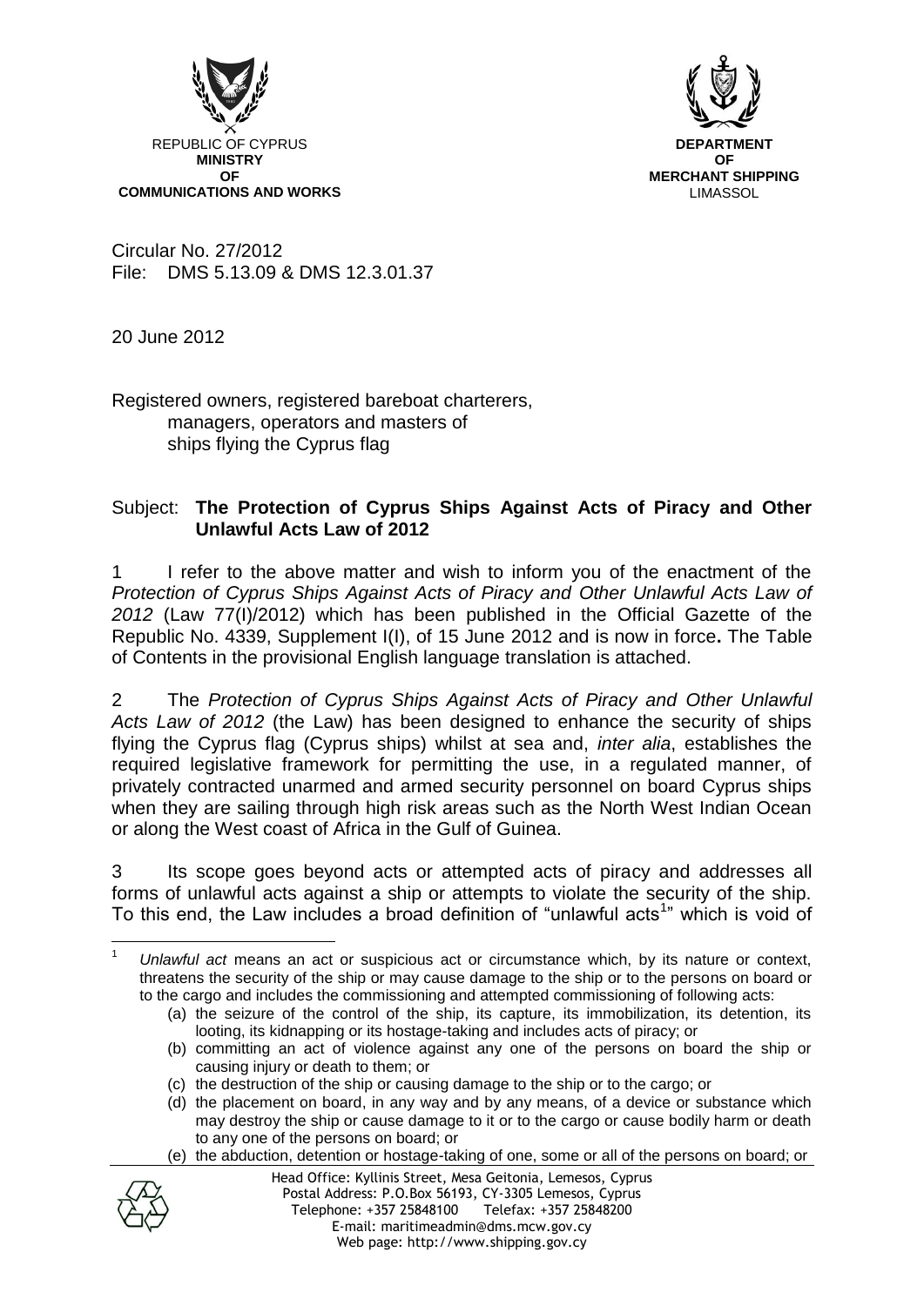REPUBLIC OF CYPRUS
**MINISTRY**
**OF**
**COMMUNICATIONS AND WORKS**

**DEPARTMENT**
**OF**
**MERCHANT SHIPPING**
LIMASSOL

Circular No. 27/2012
File: DMS 5.13.09 & DMS 12.3.01.37

20 June 2012

Registered owners, registered bareboat charterers,
managers, operators and masters of
ships flying the Cyprus flag

Subject: **The Protection of Cyprus Ships Against Acts of Piracy and Other Unlawful Acts Law of 2012**

1 I refer to the above matter and wish to inform you of the enactment of the *Protection of Cyprus Ships Against Acts of Piracy and Other Unlawful Acts Law of 2012* (Law 77(I)/2012) which has been published in the Official Gazette of the Republic No. 4339, Supplement I(I), of 15 June 2012 and is now in force**.** The Table of Contents in the provisional English language translation is attached.

2 The *Protection of Cyprus Ships Against Acts of Piracy and Other Unlawful Acts Law of 2012* (the Law) has been designed to enhance the security of ships flying the Cyprus flag (Cyprus ships) whilst at sea and, *inter alia*, establishes the required legislative framework for permitting the use, in a regulated manner, of privately contracted unarmed and armed security personnel on board Cyprus ships when they are sailing through high risk areas such as the North West Indian Ocean or along the West coast of Africa in the Gulf of Guinea.

3 Its scope goes beyond acts or attempted acts of piracy and addresses all forms of unlawful acts against a ship or attempts to violate the security of the ship. To this end, the Law includes a broad definition of "unlawful acts[1]" which is void of

[1] *Unlawful act* means an act or suspicious act or circumstance which, by its nature or context, threatens the security of the ship or may cause damage to the ship or to the persons on board or to the cargo and includes the commissioning and attempted commissioning of following acts:

(a) the seizure of the control of the ship, its capture, its immobilization, its detention, its looting, its kidnapping or its hostage-taking and includes acts of piracy; or
(b) committing an act of violence against any one of the persons on board the ship or causing injury or death to them; or
(c) the destruction of the ship or causing damage to the ship or to the cargo; or
(d) the placement on board, in any way and by any means, of a device or substance which may destroy the ship or cause damage to it or to the cargo or cause bodily harm or death to any one of the persons on board; or
(e) the abduction, detention or hostage-taking of one, some or all of the persons on board; or

Head Office: Kyllinis Street, Mesa Geitonia, Lemesos, Cyprus
Postal Address: P.O.Box 56193, CY-3305 Lemesos, Cyprus
Telephone: +357 25848100 Telefax: +357 25848200
E-mail: maritimeadmin@dms.mcw.gov.cy
Web page: http://www.shipping.gov.cy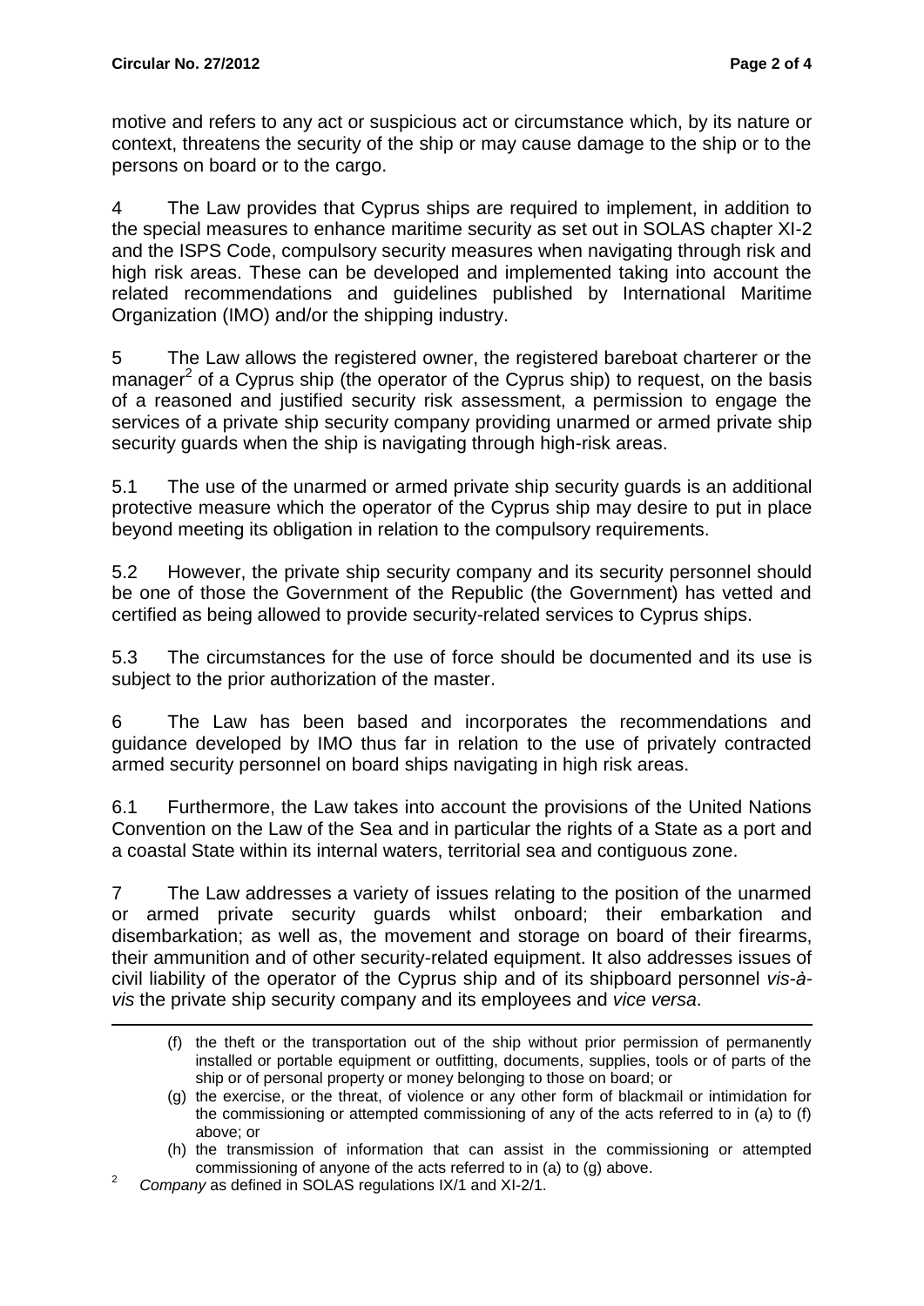motive and refers to any act or suspicious act or circumstance which, by its nature or context, threatens the security of the ship or may cause damage to the ship or to the persons on board or to the cargo.

4 The Law provides that Cyprus ships are required to implement, in addition to the special measures to enhance maritime security as set out in SOLAS chapter XI-2 and the ISPS Code, compulsory security measures when navigating through risk and high risk areas. These can be developed and implemented taking into account the related recommendations and guidelines published by International Maritime Organization (IMO) and/or the shipping industry.

5 The Law allows the registered owner, the registered bareboat charterer or the manager[2] of a Cyprus ship (the operator of the Cyprus ship) to request, on the basis of a reasoned and justified security risk assessment, a permission to engage the services of a private ship security company providing unarmed or armed private ship security guards when the ship is navigating through high-risk areas.

5.1 The use of the unarmed or armed private ship security guards is an additional protective measure which the operator of the Cyprus ship may desire to put in place beyond meeting its obligation in relation to the compulsory requirements.

5.2 However, the private ship security company and its security personnel should be one of those the Government of the Republic (the Government) has vetted and certified as being allowed to provide security-related services to Cyprus ships.

5.3 The circumstances for the use of force should be documented and its use is subject to the prior authorization of the master.

6 The Law has been based and incorporates the recommendations and guidance developed by IMO thus far in relation to the use of privately contracted armed security personnel on board ships navigating in high risk areas.

6.1 Furthermore, the Law takes into account the provisions of the United Nations Convention on the Law of the Sea and in particular the rights of a State as a port and a coastal State within its internal waters, territorial sea and contiguous zone.

7 The Law addresses a variety of issues relating to the position of the unarmed or armed private security guards whilst onboard; their embarkation and disembarkation; as well as, the movement and storage on board of their firearms, their ammunition and of other security-related equipment. It also addresses issues of civil liability of the operator of the Cyprus ship and of its shipboard personnel *vis-à-vis* the private ship security company and its employees and *vice versa*.

---

(f) the theft or the transportation out of the ship without prior permission of permanently installed or portable equipment or outfitting, documents, supplies, tools or of parts of the ship or of personal property or money belonging to those on board; or

(g) the exercise, or the threat, of violence or any other form of blackmail or intimidation for the commissioning or attempted commissioning of any of the acts referred to in (a) to (f) above; or

(h) the transmission of information that can assist in the commissioning or attempted commissioning of anyone of the acts referred to in (a) to (g) above.

[2] *Company* as defined in SOLAS regulations IX/1 and XI-2/1.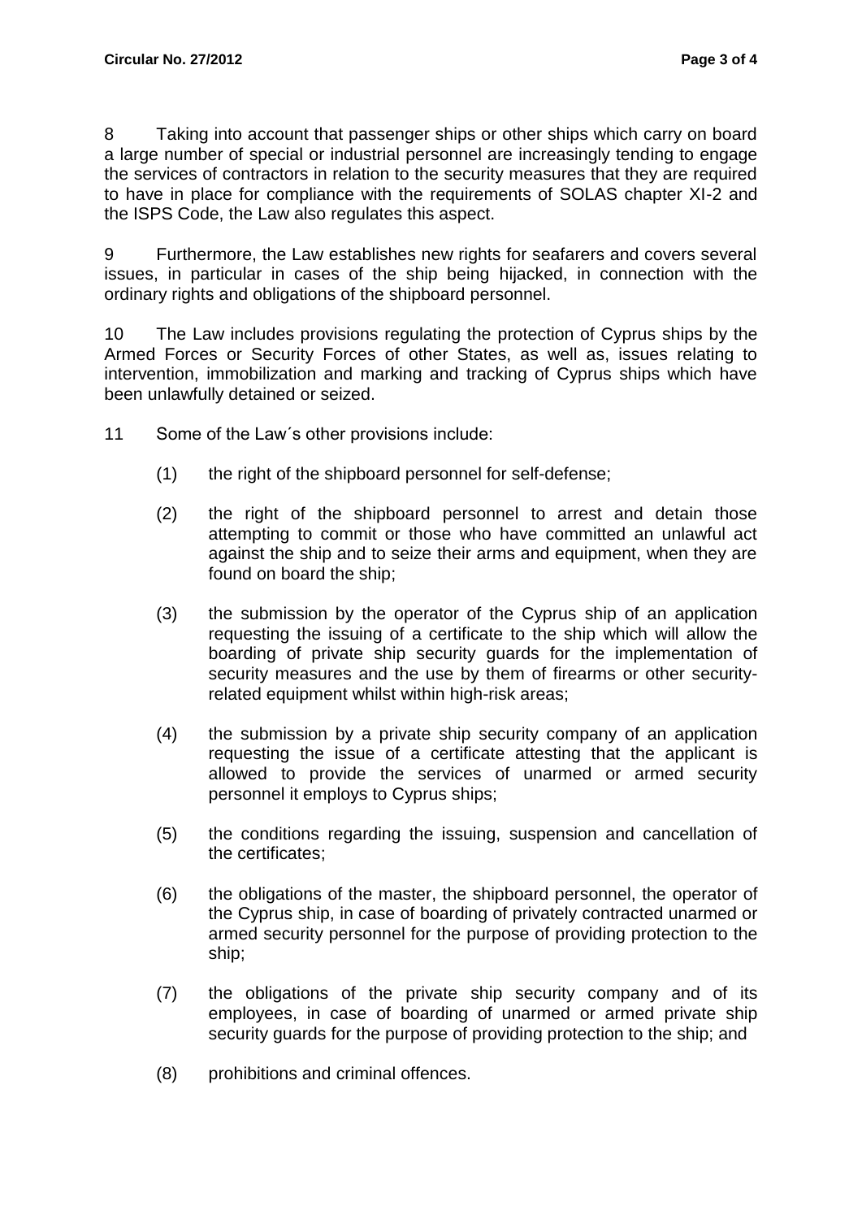8 Taking into account that passenger ships or other ships which carry on board a large number of special or industrial personnel are increasingly tending to engage the services of contractors in relation to the security measures that they are required to have in place for compliance with the requirements of SOLAS chapter XI-2 and the ISPS Code, the Law also regulates this aspect.

9 Furthermore, the Law establishes new rights for seafarers and covers several issues, in particular in cases of the ship being hijacked, in connection with the ordinary rights and obligations of the shipboard personnel.

10 The Law includes provisions regulating the protection of Cyprus ships by the Armed Forces or Security Forces of other States, as well as, issues relating to intervention, immobilization and marking and tracking of Cyprus ships which have been unlawfully detained or seized.

11 Some of the Law´s other provisions include:

(1) the right of the shipboard personnel for self-defense;

(2) the right of the shipboard personnel to arrest and detain those attempting to commit or those who have committed an unlawful act against the ship and to seize their arms and equipment, when they are found on board the ship;

(3) the submission by the operator of the Cyprus ship of an application requesting the issuing of a certificate to the ship which will allow the boarding of private ship security guards for the implementation of security measures and the use by them of firearms or other security-related equipment whilst within high-risk areas;

(4) the submission by a private ship security company of an application requesting the issue of a certificate attesting that the applicant is allowed to provide the services of unarmed or armed security personnel it employs to Cyprus ships;

(5) the conditions regarding the issuing, suspension and cancellation of the certificates;

(6) the obligations of the master, the shipboard personnel, the operator of the Cyprus ship, in case of boarding of privately contracted unarmed or armed security personnel for the purpose of providing protection to the ship;

(7) the obligations of the private ship security company and of its employees, in case of boarding of unarmed or armed private ship security guards for the purpose of providing protection to the ship; and

(8) prohibitions and criminal offences.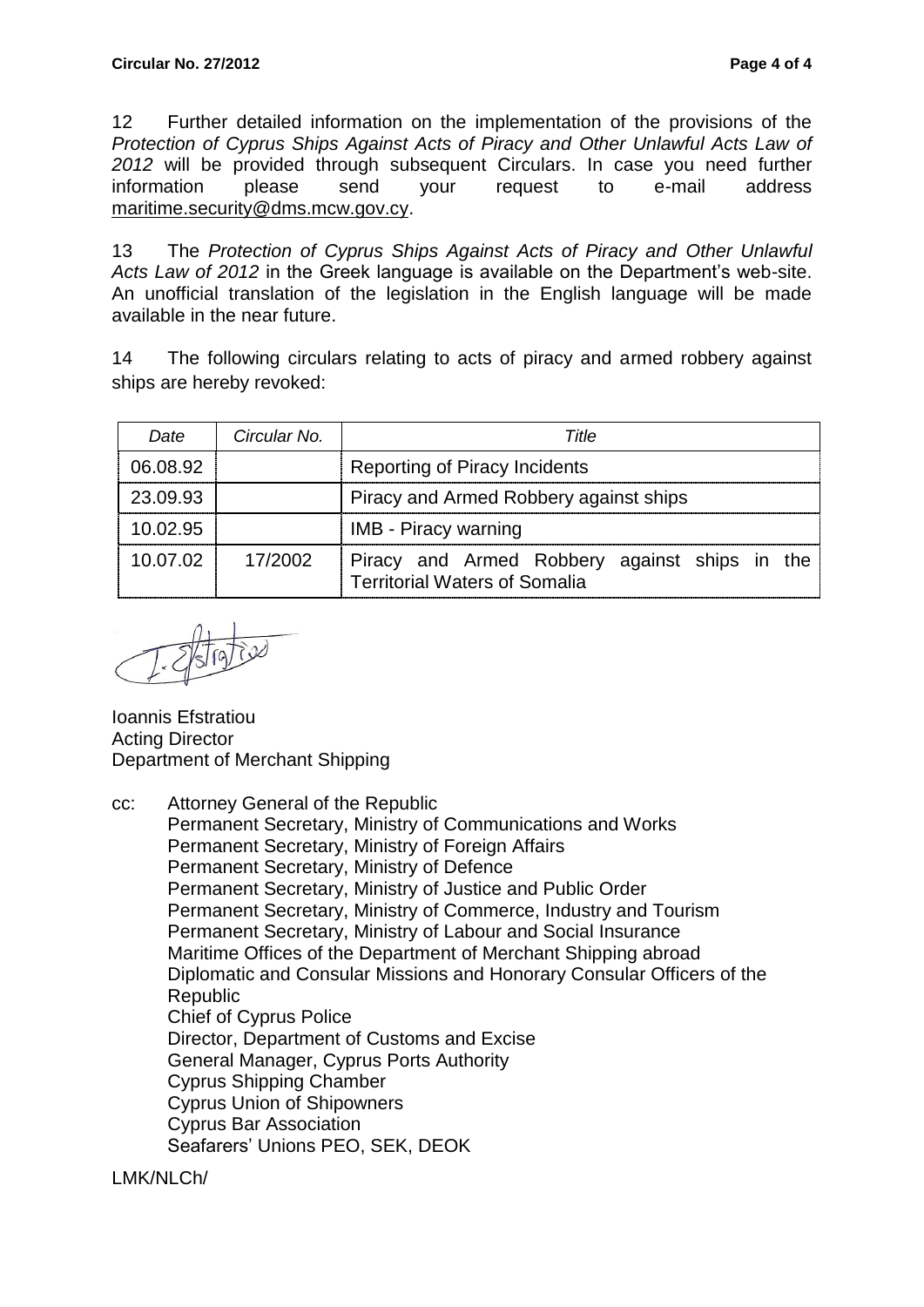12 Further detailed information on the implementation of the provisions of the *Protection of Cyprus Ships Against Acts of Piracy and Other Unlawful Acts Law of 2012* will be provided through subsequent Circulars. In case you need further information please send your request to e-mail address maritime.security@dms.mcw.gov.cy.

13 The *Protection of Cyprus Ships Against Acts of Piracy and Other Unlawful Acts Law of 2012* in the Greek language is available on the Department's web-site. An unofficial translation of the legislation in the English language will be made available in the near future.

14 The following circulars relating to acts of piracy and armed robbery against ships are hereby revoked:

| *Date* | *Circular No.* | *Title* |
|---|---|---|
| 06.08.92 | | Reporting of Piracy Incidents |
| 23.09.93 | | Piracy and Armed Robbery against ships |
| 10.02.95 | | IMB - Piracy warning |
| 10.07.02 | 17/2002 | Piracy and Armed Robbery against ships in the Territorial Waters of Somalia |

Ioannis Efstratiou
Acting Director
Department of Merchant Shipping

cc: Attorney General of the Republic
Permanent Secretary, Ministry of Communications and Works
Permanent Secretary, Ministry of Foreign Affairs
Permanent Secretary, Ministry of Defence
Permanent Secretary, Ministry of Justice and Public Order
Permanent Secretary, Ministry of Commerce, Industry and Tourism
Permanent Secretary, Ministry of Labour and Social Insurance
Maritime Offices of the Department of Merchant Shipping abroad
Diplomatic and Consular Missions and Honorary Consular Officers of the Republic
Chief of Cyprus Police
Director, Department of Customs and Excise
General Manager, Cyprus Ports Authority
Cyprus Shipping Chamber
Cyprus Union of Shipowners
Cyprus Bar Association
Seafarers' Unions PEO, SEK, DEOK

LMK/NLCh/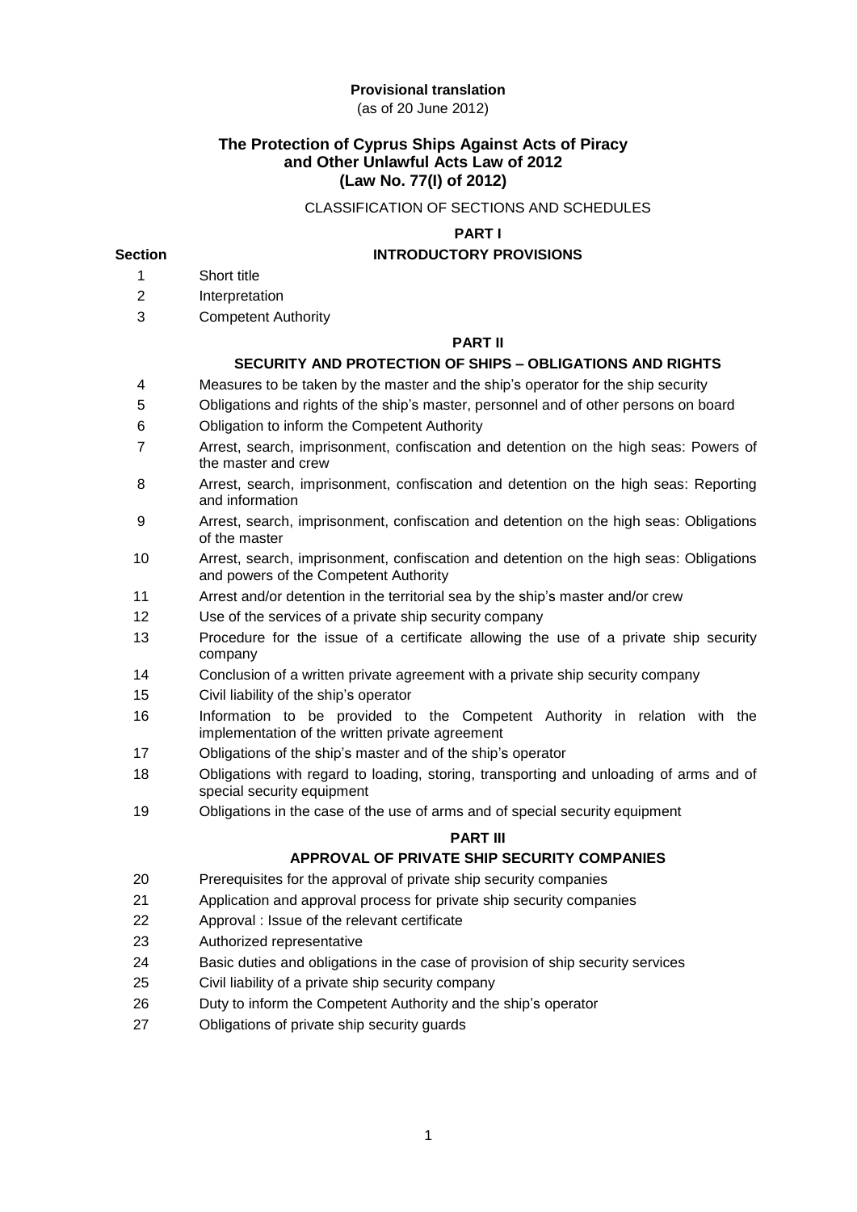**Provisional translation**

(as of 20 June 2012)

# The Protection of Cyprus Ships Against Acts of Piracy and Other Unlawful Acts Law of 2012 (Law No. 77(I) of 2012)

CLASSIFICATION OF SECTIONS AND SCHEDULES

## PART I

### INTRODUCTORY PROVISIONS

| Section | |
|---|---|
| 1 | Short title |
| 2 | Interpretation |
| 3 | Competent Authority |

## PART II

### SECURITY AND PROTECTION OF SHIPS – OBLIGATIONS AND RIGHTS

| Section | |
|---|---|
| 4 | Measures to be taken by the master and the ship's operator for the ship security |
| 5 | Obligations and rights of the ship's master, personnel and of other persons on board |
| 6 | Obligation to inform the Competent Authority |
| 7 | Arrest, search, imprisonment, confiscation and detention on the high seas: Powers of the master and crew |
| 8 | Arrest, search, imprisonment, confiscation and detention on the high seas: Reporting and information |
| 9 | Arrest, search, imprisonment, confiscation and detention on the high seas: Obligations of the master |
| 10 | Arrest, search, imprisonment, confiscation and detention on the high seas: Obligations and powers of the Competent Authority |
| 11 | Arrest and/or detention in the territorial sea by the ship's master and/or crew |
| 12 | Use of the services of a private ship security company |
| 13 | Procedure for the issue of a certificate allowing the use of a private ship security company |
| 14 | Conclusion of a written private agreement with a private ship security company |
| 15 | Civil liability of the ship's operator |
| 16 | Information to be provided to the Competent Authority in relation with the implementation of the written private agreement |
| 17 | Obligations of the ship's master and of the ship's operator |
| 18 | Obligations with regard to loading, storing, transporting and unloading of arms and of special security equipment |
| 19 | Obligations in the case of the use of arms and of special security equipment |

## PART III

### APPROVAL OF PRIVATE SHIP SECURITY COMPANIES

| Section | |
|---|---|
| 20 | Prerequisites for the approval of private ship security companies |
| 21 | Application and approval process for private ship security companies |
| 22 | Approval : Issue of the relevant certificate |
| 23 | Authorized representative |
| 24 | Basic duties and obligations in the case of provision of ship security services |
| 25 | Civil liability of a private ship security company |
| 26 | Duty to inform the Competent Authority and the ship's operator |
| 27 | Obligations of private ship security guards |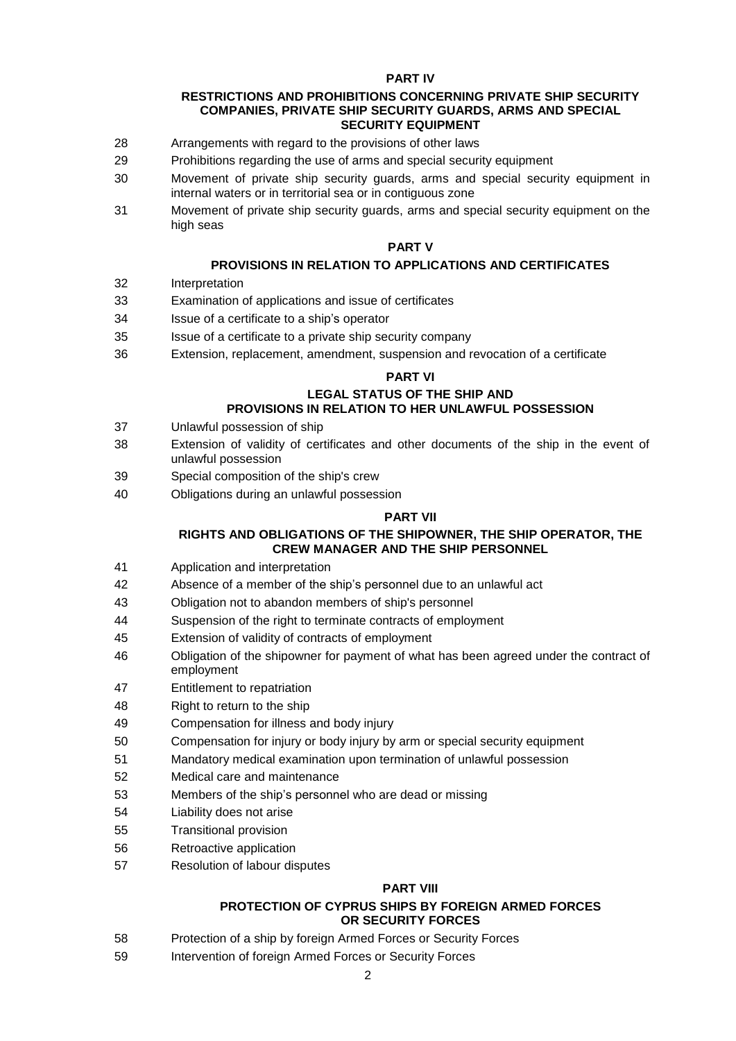**PART IV**

**RESTRICTIONS AND PROHIBITIONS CONCERNING PRIVATE SHIP SECURITY COMPANIES, PRIVATE SHIP SECURITY GUARDS, ARMS AND SPECIAL SECURITY EQUIPMENT**

28 Arrangements with regard to the provisions of other laws

29 Prohibitions regarding the use of arms and special security equipment

30 Movement of private ship security guards, arms and special security equipment in internal waters or in territorial sea or in contiguous zone

31 Movement of private ship security guards, arms and special security equipment on the high seas

**PART V**

**PROVISIONS IN RELATION TO APPLICATIONS AND CERTIFICATES**

32 Interpretation

33 Examination of applications and issue of certificates

34 Issue of a certificate to a ship's operator

35 Issue of a certificate to a private ship security company

36 Extension, replacement, amendment, suspension and revocation of a certificate

**PART VI**

**LEGAL STATUS OF THE SHIP AND PROVISIONS IN RELATION TO HER UNLAWFUL POSSESSION**

37 Unlawful possession of ship

38 Extension of validity of certificates and other documents of the ship in the event of unlawful possession

39 Special composition of the ship's crew

40 Obligations during an unlawful possession

**PART VII**

**RIGHTS AND OBLIGATIONS OF THE SHIPOWNER, THE SHIP OPERATOR, THE CREW MANAGER AND THE SHIP PERSONNEL**

41 Application and interpretation

42 Absence of a member of the ship's personnel due to an unlawful act

43 Obligation not to abandon members of ship's personnel

44 Suspension of the right to terminate contracts of employment

45 Extension of validity of contracts of employment

46 Obligation of the shipowner for payment of what has been agreed under the contract of employment

47 Entitlement to repatriation

48 Right to return to the ship

49 Compensation for illness and body injury

50 Compensation for injury or body injury by arm or special security equipment

51 Mandatory medical examination upon termination of unlawful possession

52 Medical care and maintenance

53 Members of the ship's personnel who are dead or missing

54 Liability does not arise

55 Transitional provision

56 Retroactive application

57 Resolution of labour disputes

**PART VIII**

**PROTECTION OF CYPRUS SHIPS BY FOREIGN ARMED FORCES OR SECURITY FORCES**

58 Protection of a ship by foreign Armed Forces or Security Forces

59 Intervention of foreign Armed Forces or Security Forces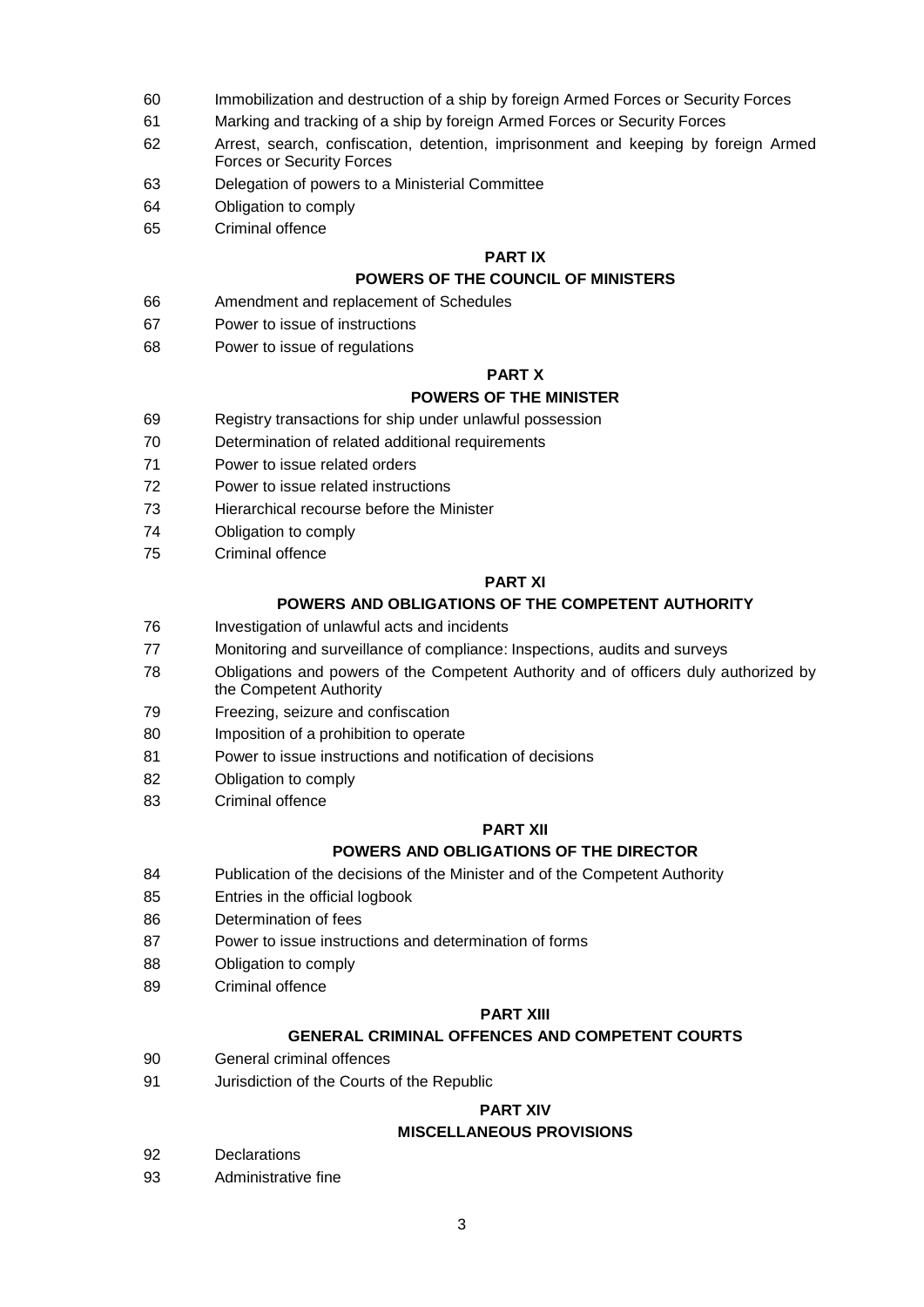60 Immobilization and destruction of a ship by foreign Armed Forces or Security Forces

61 Marking and tracking of a ship by foreign Armed Forces or Security Forces

62 Arrest, search, confiscation, detention, imprisonment and keeping by foreign Armed Forces or Security Forces

63 Delegation of powers to a Ministerial Committee

64 Obligation to comply

65 Criminal offence

**PART IX**

**POWERS OF THE COUNCIL OF MINISTERS**

66 Amendment and replacement of Schedules

67 Power to issue of instructions

68 Power to issue of regulations

**PART X**

**POWERS OF THE MINISTER**

69 Registry transactions for ship under unlawful possession

70 Determination of related additional requirements

71 Power to issue related orders

72 Power to issue related instructions

73 Hierarchical recourse before the Minister

74 Obligation to comply

75 Criminal offence

**PART XI**

**POWERS AND OBLIGATIONS OF THE COMPETENT AUTHORITY**

76 Investigation of unlawful acts and incidents

77 Monitoring and surveillance of compliance: Inspections, audits and surveys

78 Obligations and powers of the Competent Authority and of officers duly authorized by the Competent Authority

79 Freezing, seizure and confiscation

80 Imposition of a prohibition to operate

81 Power to issue instructions and notification of decisions

82 Obligation to comply

83 Criminal offence

**PART XII**

**POWERS AND OBLIGATIONS OF THE DIRECTOR**

84 Publication of the decisions of the Minister and of the Competent Authority

85 Entries in the official logbook

86 Determination of fees

87 Power to issue instructions and determination of forms

88 Obligation to comply

89 Criminal offence

**PART XIII**

**GENERAL CRIMINAL OFFENCES AND COMPETENT COURTS**

90 General criminal offences

91 Jurisdiction of the Courts of the Republic

**PART XIV**

**MISCELLANEOUS PROVISIONS**

92 Declarations

93 Administrative fine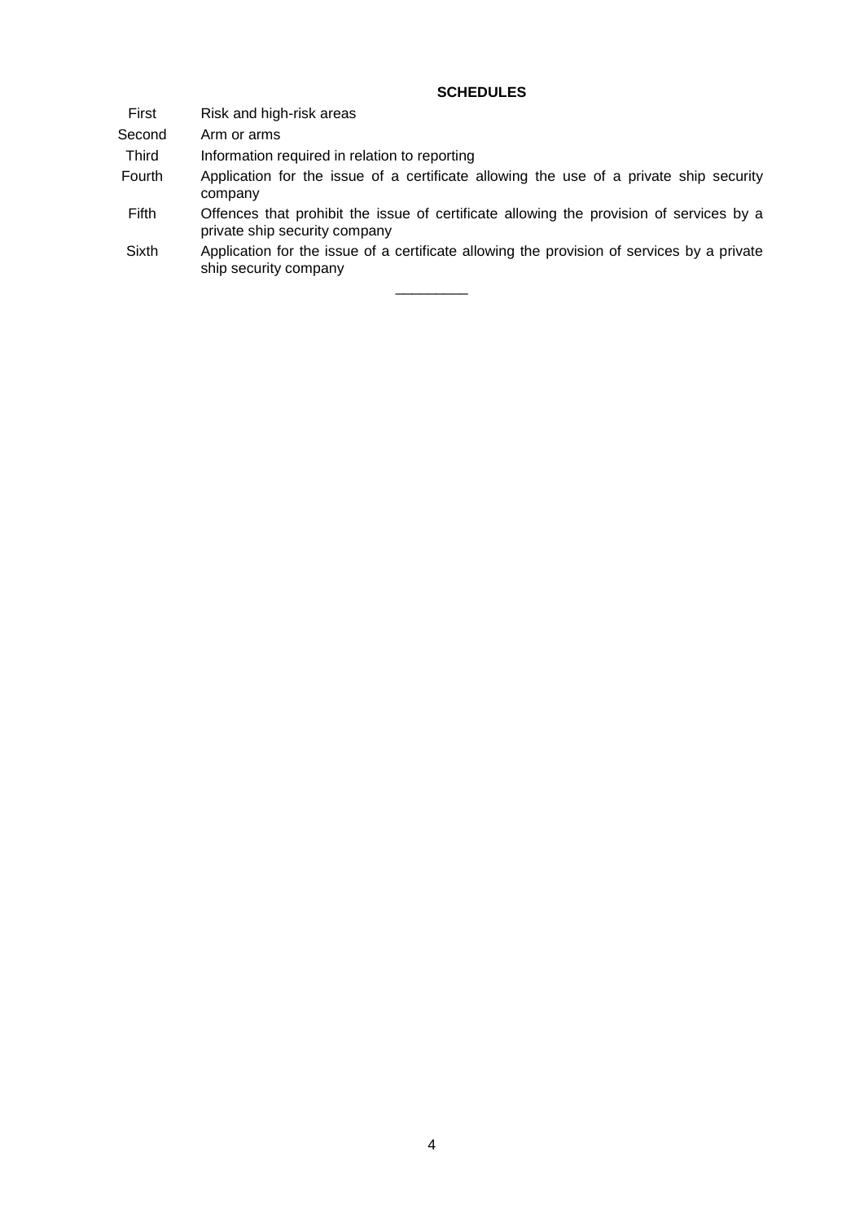**SCHEDULES**

| | |
|---|---|
| First | Risk and high-risk areas |
| Second | Arm or arms |
| Third | Information required in relation to reporting |
| Fourth | Application for the issue of a certificate allowing the use of a private ship security company |
| Fifth | Offences that prohibit the issue of certificate allowing the provision of services by a private ship security company |
| Sixth | Application for the issue of a certificate allowing the provision of services by a private ship security company |

\_\_\_\_\_\_\_\_\_